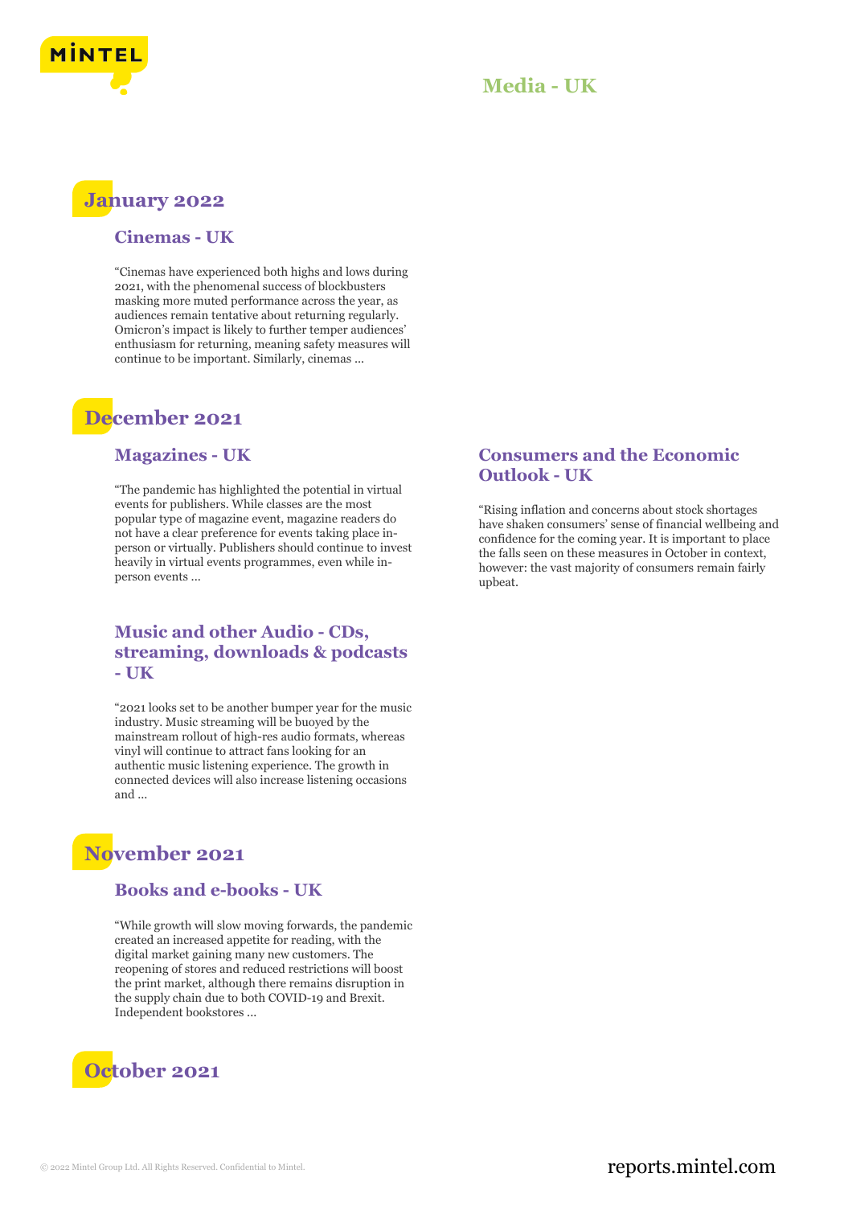# Media - UK

## January 2022

### Cinemas - UK

"Cinemas have experienced both highs and lows during 2021, with the phenomenal success of blockbusters masking more muted performance across the year, as audiences remain tentative about returning regularly. Omicron's impact is likely to further temper audiences' enthusiasm for returning, meaning safety measures will continue to be important. Similarly, cinemas ...

## December 2021

### Magazines - UK

"The pandemic has highlighted the potential in virtual events for publishers. While classes are the most popular type of magazine event, magazine readers do not have a clear preference for events taking place in-person or virtually. Publishers should continue to invest heavily in virtual events programmes, even while in-person events ...

### Music and other Audio - CDs, streaming, downloads & podcasts - UK

"2021 looks set to be another bumper year for the music industry. Music streaming will be buoyed by the mainstream rollout of high-res audio formats, whereas vinyl will continue to attract fans looking for an authentic music listening experience. The growth in connected devices will also increase listening occasions and ...

### Consumers and the Economic Outlook - UK

"Rising inflation and concerns about stock shortages have shaken consumers' sense of financial wellbeing and confidence for the coming year. It is important to place the falls seen on these measures in October in context, however: the vast majority of consumers remain fairly upbeat.

## November 2021

### Books and e-books - UK

"While growth will slow moving forwards, the pandemic created an increased appetite for reading, with the digital market gaining many new customers. The reopening of stores and reduced restrictions will boost the print market, although there remains disruption in the supply chain due to both COVID-19 and Brexit. Independent bookstores ...

## October 2021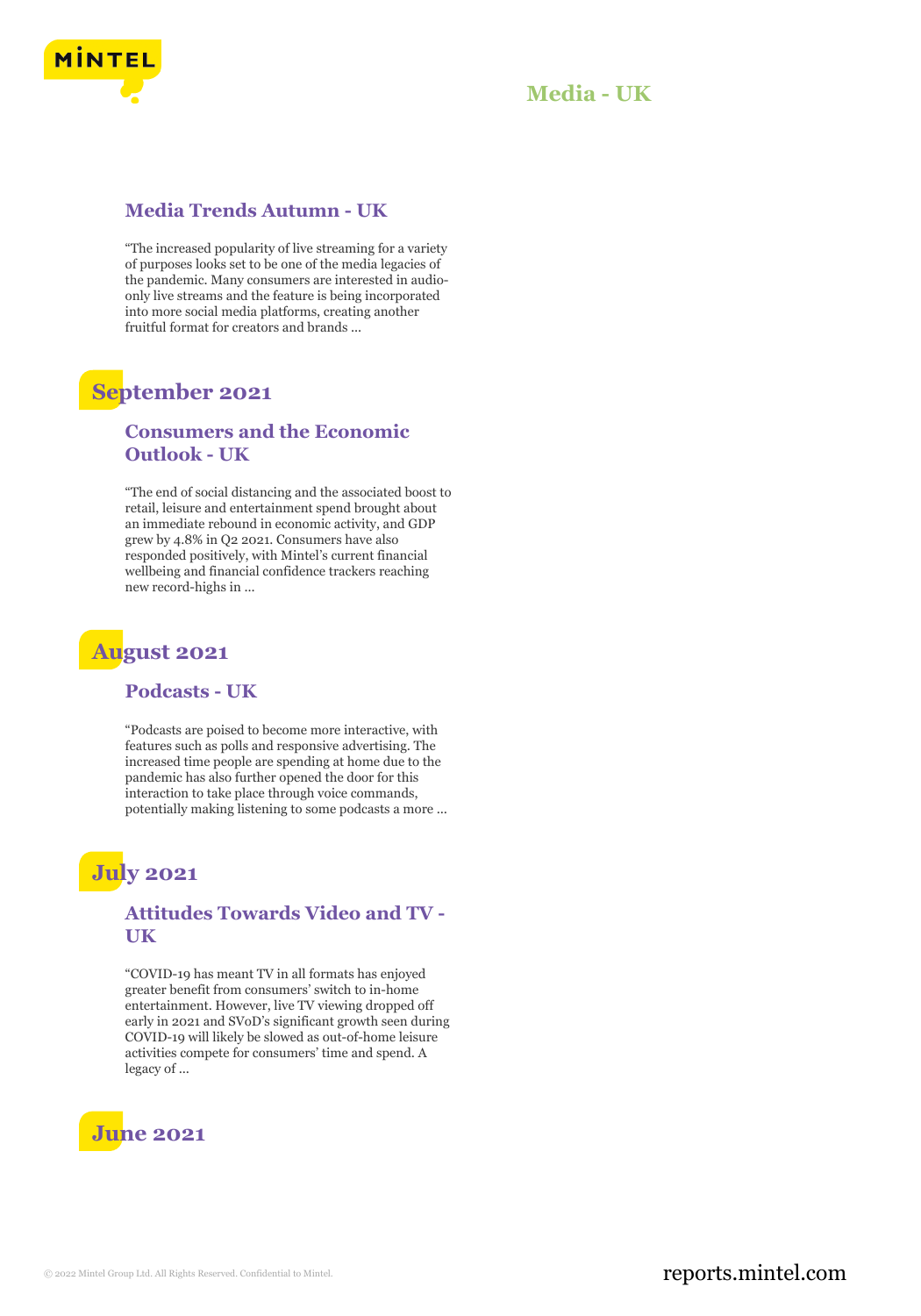### Media Trends Autumn - UK

"The increased popularity of live streaming for a variety of purposes looks set to be one of the media legacies of the pandemic. Many consumers are interested in audio-only live streams and the feature is being incorporated into more social media platforms, creating another fruitful format for creators and brands ...

## September 2021

### Consumers and the Economic Outlook - UK

"The end of social distancing and the associated boost to retail, leisure and entertainment spend brought about an immediate rebound in economic activity, and GDP grew by 4.8% in Q2 2021. Consumers have also responded positively, with Mintel's current financial wellbeing and financial confidence trackers reaching new record-highs in ...

## August 2021

### Podcasts - UK

"Podcasts are poised to become more interactive, with features such as polls and responsive advertising. The increased time people are spending at home due to the pandemic has also further opened the door for this interaction to take place through voice commands, potentially making listening to some podcasts a more ...

## July 2021

### Attitudes Towards Video and TV - UK

"COVID-19 has meant TV in all formats has enjoyed greater benefit from consumers' switch to in-home entertainment. However, live TV viewing dropped off early in 2021 and SVoD's significant growth seen during COVID-19 will likely be slowed as out-of-home leisure activities compete for consumers' time and spend. A legacy of ...

## June 2021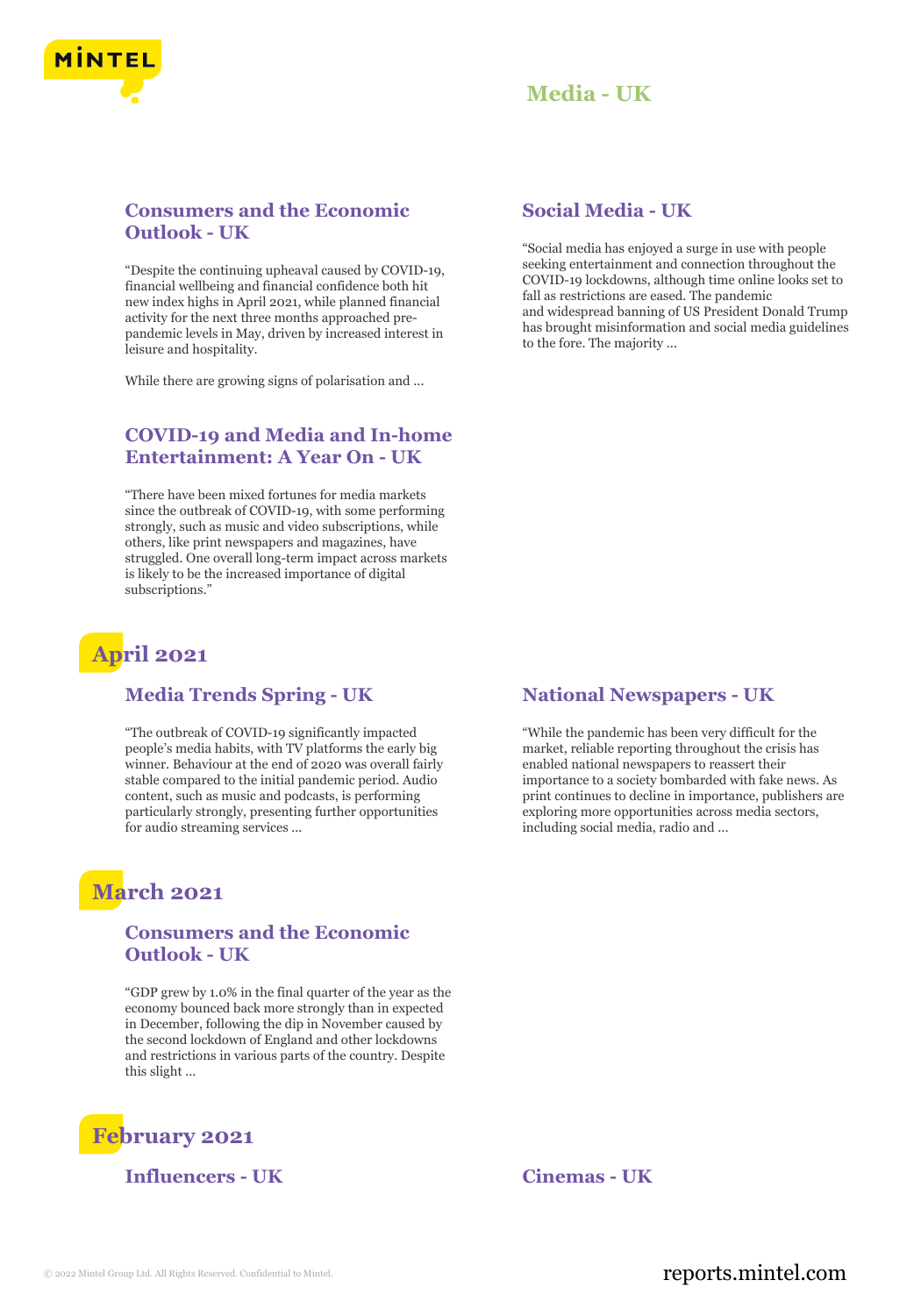# Media - UK

### Consumers and the Economic Outlook - UK

"Despite the continuing upheaval caused by COVID-19, financial wellbeing and financial confidence both hit new index highs in April 2021, while planned financial activity for the next three months approached pre-pandemic levels in May, driven by increased interest in leisure and hospitality.

While there are growing signs of polarisation and ...

### COVID-19 and Media and In-home Entertainment: A Year On - UK

"There have been mixed fortunes for media markets since the outbreak of COVID-19, with some performing strongly, such as music and video subscriptions, while others, like print newspapers and magazines, have struggled. One overall long-term impact across markets is likely to be the increased importance of digital subscriptions."

### Social Media - UK

"Social media has enjoyed a surge in use with people seeking entertainment and connection throughout the COVID-19 lockdowns, although time online looks set to fall as restrictions are eased. The pandemic and widespread banning of US President Donald Trump has brought misinformation and social media guidelines to the fore. The majority ...

## April 2021

### Media Trends Spring - UK

"The outbreak of COVID-19 significantly impacted people's media habits, with TV platforms the early big winner. Behaviour at the end of 2020 was overall fairly stable compared to the initial pandemic period. Audio content, such as music and podcasts, is performing particularly strongly, presenting further opportunities for audio streaming services ...

### National Newspapers - UK

"While the pandemic has been very difficult for the market, reliable reporting throughout the crisis has enabled national newspapers to reassert their importance to a society bombarded with fake news. As print continues to decline in importance, publishers are exploring more opportunities across media sectors, including social media, radio and ...

## March 2021

### Consumers and the Economic Outlook - UK

"GDP grew by 1.0% in the final quarter of the year as the economy bounced back more strongly than in expected in December, following the dip in November caused by the second lockdown of England and other lockdowns and restrictions in various parts of the country. Despite this slight ...

## February 2021

### Influencers - UK

### Cinemas - UK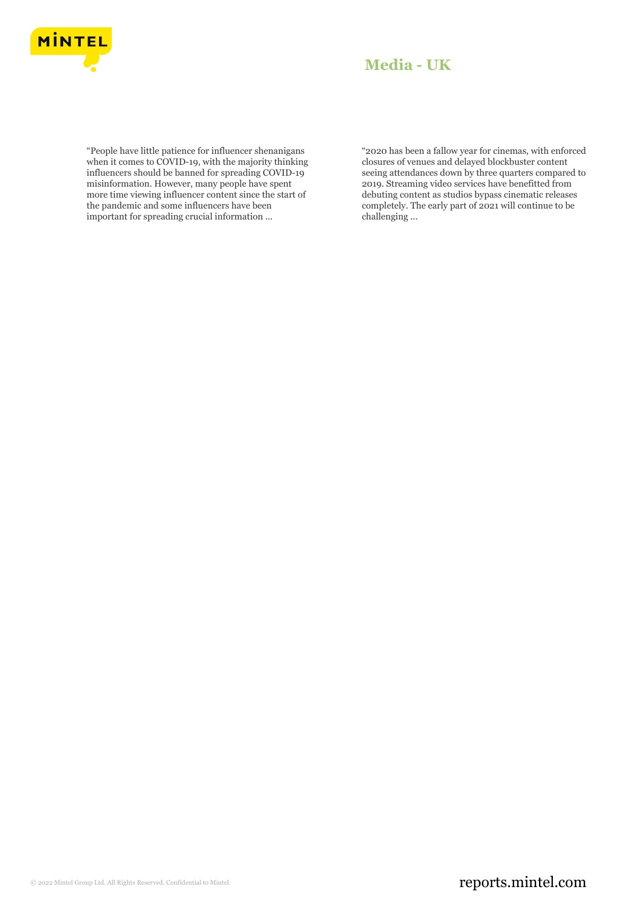# Media - UK

"People have little patience for influencer shenanigans when it comes to COVID-19, with the majority thinking influencers should be banned for spreading COVID-19 misinformation. However, many people have spent more time viewing influencer content since the start of the pandemic and some influencers have been important for spreading crucial information ...

"2020 has been a fallow year for cinemas, with enforced closures of venues and delayed blockbuster content seeing attendances down by three quarters compared to 2019. Streaming video services have benefitted from debuting content as studios bypass cinematic releases completely. The early part of 2021 will continue to be challenging ...